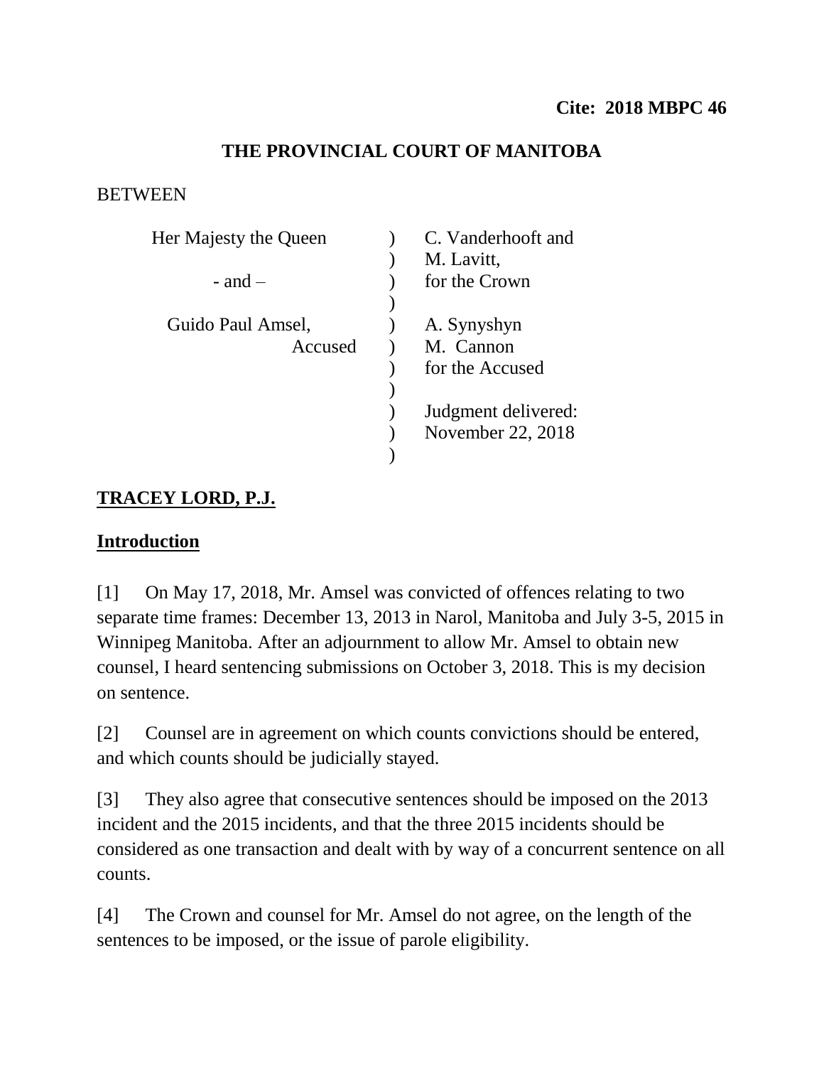**Cite: 2018 MBPC 46**

**THE PROVINCIAL COURT OF MANITOBA**

BETWEEN

| | | |
|---|---|---|
| Her Majesty the Queen | ) | C. Vanderhooft and |
| | ) | M. Lavitt, |
| - and – | ) | for the Crown |
| | ) | |
| Guido Paul Amsel, | ) | A. Synyshyn |
| Accused | ) | M. Cannon |
| | ) | for the Accused |
| | ) | |
| | ) | Judgment delivered: |
| | ) | November 22, 2018 |
| | ) | |

**TRACEY LORD, P.J.**

**Introduction**

[1] On May 17, 2018, Mr. Amsel was convicted of offences relating to two separate time frames: December 13, 2013 in Narol, Manitoba and July 3-5, 2015 in Winnipeg Manitoba. After an adjournment to allow Mr. Amsel to obtain new counsel, I heard sentencing submissions on October 3, 2018. This is my decision on sentence.

[2] Counsel are in agreement on which counts convictions should be entered, and which counts should be judicially stayed.

[3] They also agree that consecutive sentences should be imposed on the 2013 incident and the 2015 incidents, and that the three 2015 incidents should be considered as one transaction and dealt with by way of a concurrent sentence on all counts.

[4] The Crown and counsel for Mr. Amsel do not agree, on the length of the sentences to be imposed, or the issue of parole eligibility.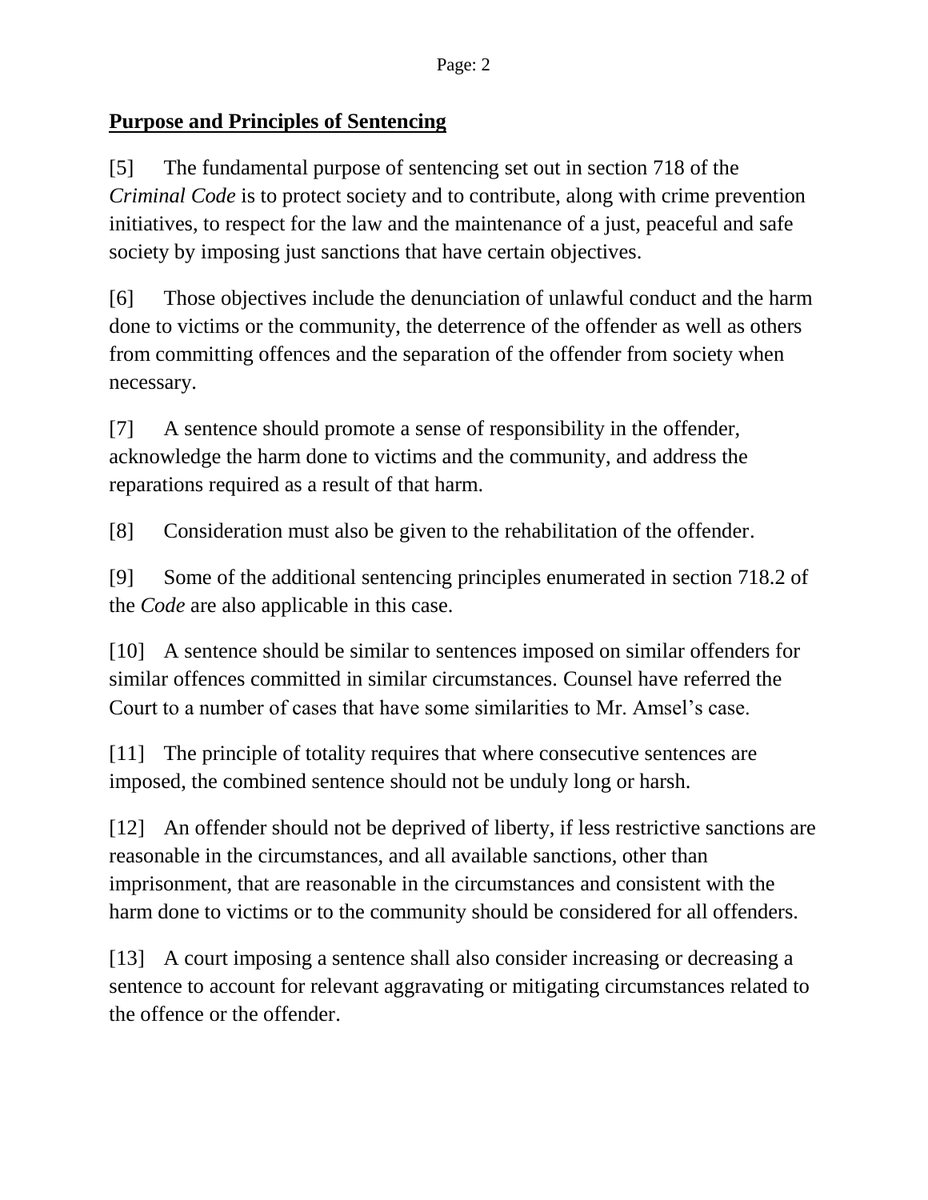## **Purpose and Principles of Sentencing**

[5] The fundamental purpose of sentencing set out in section 718 of the *Criminal Code* is to protect society and to contribute, along with crime prevention initiatives, to respect for the law and the maintenance of a just, peaceful and safe society by imposing just sanctions that have certain objectives.

[6] Those objectives include the denunciation of unlawful conduct and the harm done to victims or the community, the deterrence of the offender as well as others from committing offences and the separation of the offender from society when necessary.

[7] A sentence should promote a sense of responsibility in the offender, acknowledge the harm done to victims and the community, and address the reparations required as a result of that harm.

[8] Consideration must also be given to the rehabilitation of the offender.

[9] Some of the additional sentencing principles enumerated in section 718.2 of the *Code* are also applicable in this case.

[10] A sentence should be similar to sentences imposed on similar offenders for similar offences committed in similar circumstances. Counsel have referred the Court to a number of cases that have some similarities to Mr. Amsel's case.

[11] The principle of totality requires that where consecutive sentences are imposed, the combined sentence should not be unduly long or harsh.

[12] An offender should not be deprived of liberty, if less restrictive sanctions are reasonable in the circumstances, and all available sanctions, other than imprisonment, that are reasonable in the circumstances and consistent with the harm done to victims or to the community should be considered for all offenders.

[13] A court imposing a sentence shall also consider increasing or decreasing a sentence to account for relevant aggravating or mitigating circumstances related to the offence or the offender.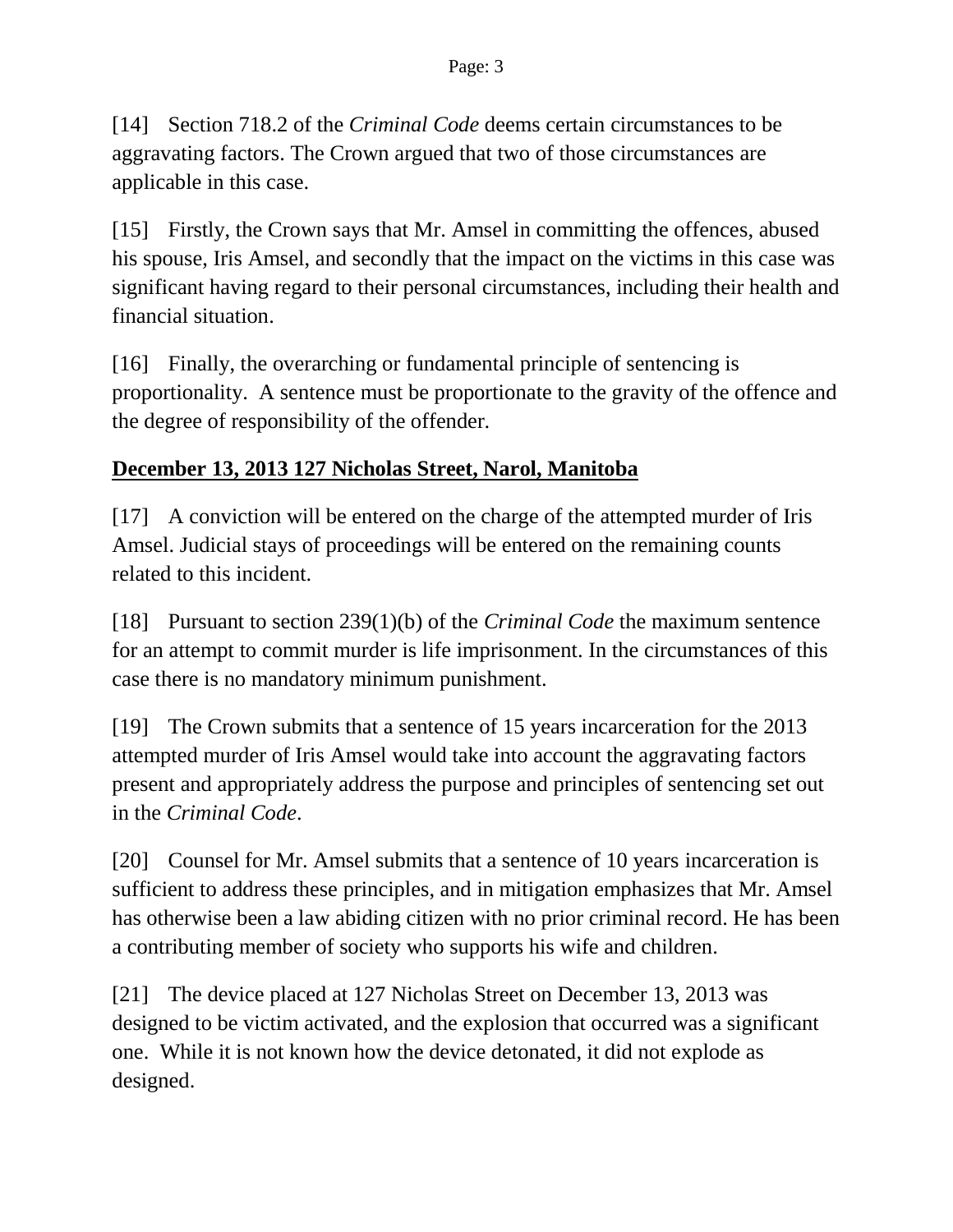[14] Section 718.2 of the *Criminal Code* deems certain circumstances to be aggravating factors. The Crown argued that two of those circumstances are applicable in this case.

[15] Firstly, the Crown says that Mr. Amsel in committing the offences, abused his spouse, Iris Amsel, and secondly that the impact on the victims in this case was significant having regard to their personal circumstances, including their health and financial situation.

[16] Finally, the overarching or fundamental principle of sentencing is proportionality. A sentence must be proportionate to the gravity of the offence and the degree of responsibility of the offender.

**December 13, 2013 127 Nicholas Street, Narol, Manitoba**

[17] A conviction will be entered on the charge of the attempted murder of Iris Amsel. Judicial stays of proceedings will be entered on the remaining counts related to this incident.

[18] Pursuant to section 239(1)(b) of the *Criminal Code* the maximum sentence for an attempt to commit murder is life imprisonment. In the circumstances of this case there is no mandatory minimum punishment.

[19] The Crown submits that a sentence of 15 years incarceration for the 2013 attempted murder of Iris Amsel would take into account the aggravating factors present and appropriately address the purpose and principles of sentencing set out in the *Criminal Code*.

[20] Counsel for Mr. Amsel submits that a sentence of 10 years incarceration is sufficient to address these principles, and in mitigation emphasizes that Mr. Amsel has otherwise been a law abiding citizen with no prior criminal record. He has been a contributing member of society who supports his wife and children.

[21] The device placed at 127 Nicholas Street on December 13, 2013 was designed to be victim activated, and the explosion that occurred was a significant one. While it is not known how the device detonated, it did not explode as designed.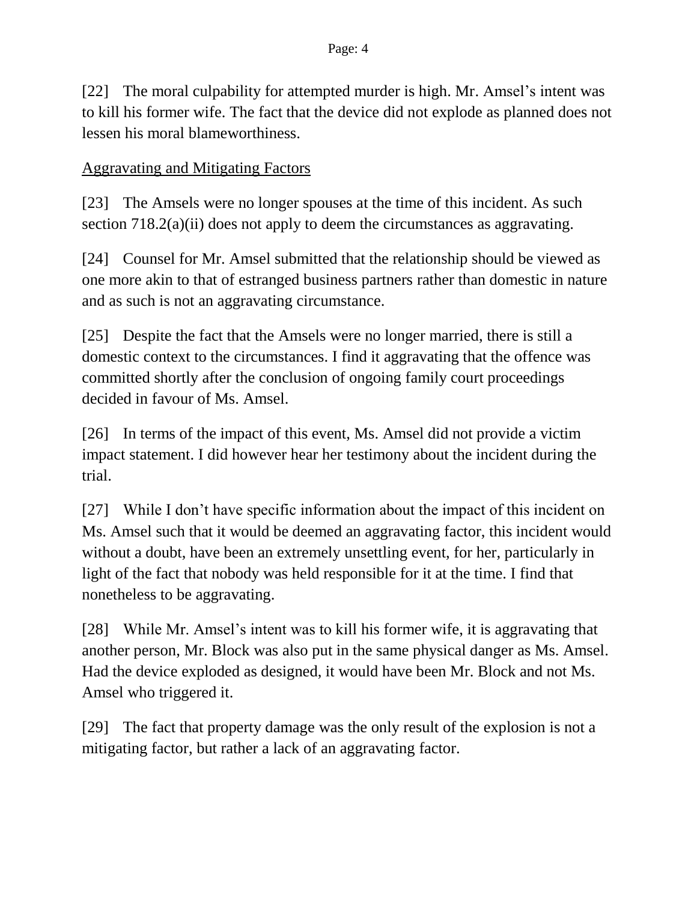[22] The moral culpability for attempted murder is high. Mr. Amsel's intent was to kill his former wife. The fact that the device did not explode as planned does not lessen his moral blameworthiness.

<u>Aggravating and Mitigating Factors</u>

[23] The Amsels were no longer spouses at the time of this incident. As such section 718.2(a)(ii) does not apply to deem the circumstances as aggravating.

[24] Counsel for Mr. Amsel submitted that the relationship should be viewed as one more akin to that of estranged business partners rather than domestic in nature and as such is not an aggravating circumstance.

[25] Despite the fact that the Amsels were no longer married, there is still a domestic context to the circumstances. I find it aggravating that the offence was committed shortly after the conclusion of ongoing family court proceedings decided in favour of Ms. Amsel.

[26] In terms of the impact of this event, Ms. Amsel did not provide a victim impact statement. I did however hear her testimony about the incident during the trial.

[27] While I don't have specific information about the impact of this incident on Ms. Amsel such that it would be deemed an aggravating factor, this incident would without a doubt, have been an extremely unsettling event, for her, particularly in light of the fact that nobody was held responsible for it at the time. I find that nonetheless to be aggravating.

[28] While Mr. Amsel's intent was to kill his former wife, it is aggravating that another person, Mr. Block was also put in the same physical danger as Ms. Amsel. Had the device exploded as designed, it would have been Mr. Block and not Ms. Amsel who triggered it.

[29] The fact that property damage was the only result of the explosion is not a mitigating factor, but rather a lack of an aggravating factor.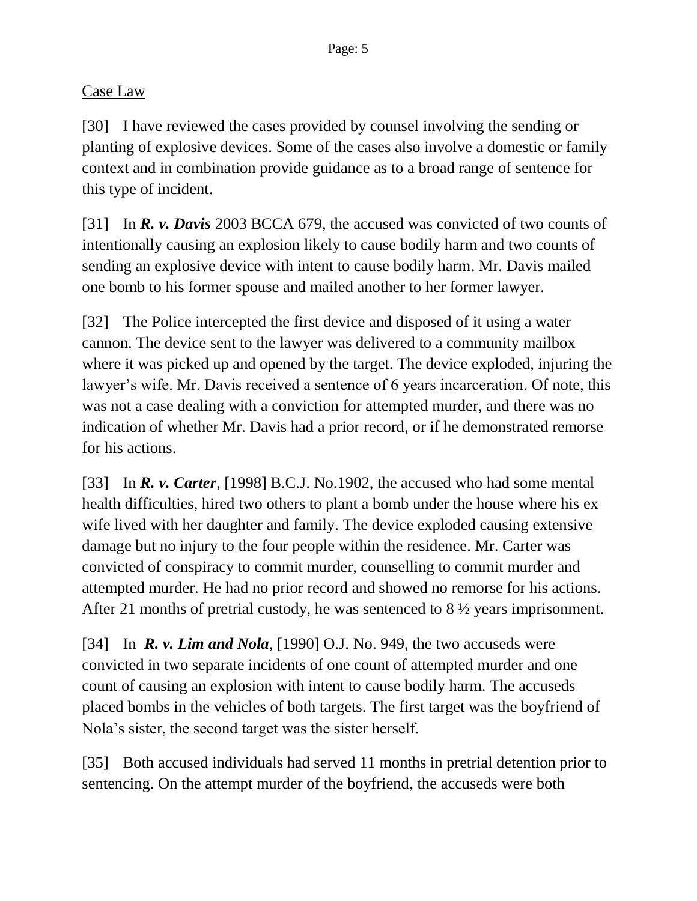<u>Case Law</u>

[30] I have reviewed the cases provided by counsel involving the sending or planting of explosive devices. Some of the cases also involve a domestic or family context and in combination provide guidance as to a broad range of sentence for this type of incident.

[31] In ***R. v. Davis*** 2003 BCCA 679, the accused was convicted of two counts of intentionally causing an explosion likely to cause bodily harm and two counts of sending an explosive device with intent to cause bodily harm. Mr. Davis mailed one bomb to his former spouse and mailed another to her former lawyer.

[32] The Police intercepted the first device and disposed of it using a water cannon. The device sent to the lawyer was delivered to a community mailbox where it was picked up and opened by the target. The device exploded, injuring the lawyer's wife. Mr. Davis received a sentence of 6 years incarceration. Of note, this was not a case dealing with a conviction for attempted murder, and there was no indication of whether Mr. Davis had a prior record, or if he demonstrated remorse for his actions.

[33] In ***R. v. Carter***, [1998] B.C.J. No.1902, the accused who had some mental health difficulties, hired two others to plant a bomb under the house where his ex wife lived with her daughter and family. The device exploded causing extensive damage but no injury to the four people within the residence. Mr. Carter was convicted of conspiracy to commit murder, counselling to commit murder and attempted murder. He had no prior record and showed no remorse for his actions. After 21 months of pretrial custody, he was sentenced to 8 ½ years imprisonment.

[34] In ***R. v. Lim and Nola***, [1990] O.J. No. 949, the two accuseds were convicted in two separate incidents of one count of attempted murder and one count of causing an explosion with intent to cause bodily harm. The accuseds placed bombs in the vehicles of both targets. The first target was the boyfriend of Nola's sister, the second target was the sister herself.

[35] Both accused individuals had served 11 months in pretrial detention prior to sentencing. On the attempt murder of the boyfriend, the accuseds were both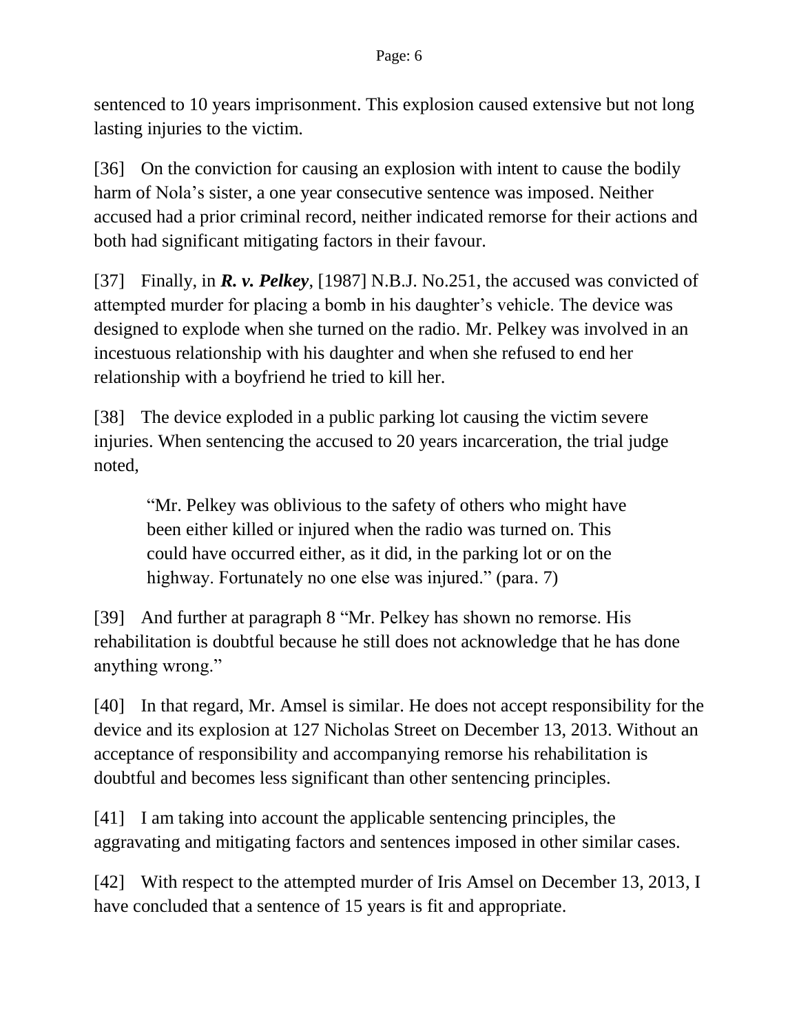sentenced to 10 years imprisonment. This explosion caused extensive but not long lasting injuries to the victim.

[36] On the conviction for causing an explosion with intent to cause the bodily harm of Nola's sister, a one year consecutive sentence was imposed. Neither accused had a prior criminal record, neither indicated remorse for their actions and both had significant mitigating factors in their favour.

[37] Finally, in ***R. v. Pelkey***, [1987] N.B.J. No.251, the accused was convicted of attempted murder for placing a bomb in his daughter's vehicle. The device was designed to explode when she turned on the radio. Mr. Pelkey was involved in an incestuous relationship with his daughter and when she refused to end her relationship with a boyfriend he tried to kill her.

[38] The device exploded in a public parking lot causing the victim severe injuries. When sentencing the accused to 20 years incarceration, the trial judge noted,

> "Mr. Pelkey was oblivious to the safety of others who might have been either killed or injured when the radio was turned on. This could have occurred either, as it did, in the parking lot or on the highway. Fortunately no one else was injured." (para. 7)

[39] And further at paragraph 8 "Mr. Pelkey has shown no remorse. His rehabilitation is doubtful because he still does not acknowledge that he has done anything wrong."

[40] In that regard, Mr. Amsel is similar. He does not accept responsibility for the device and its explosion at 127 Nicholas Street on December 13, 2013. Without an acceptance of responsibility and accompanying remorse his rehabilitation is doubtful and becomes less significant than other sentencing principles.

[41] I am taking into account the applicable sentencing principles, the aggravating and mitigating factors and sentences imposed in other similar cases.

[42] With respect to the attempted murder of Iris Amsel on December 13, 2013, I have concluded that a sentence of 15 years is fit and appropriate.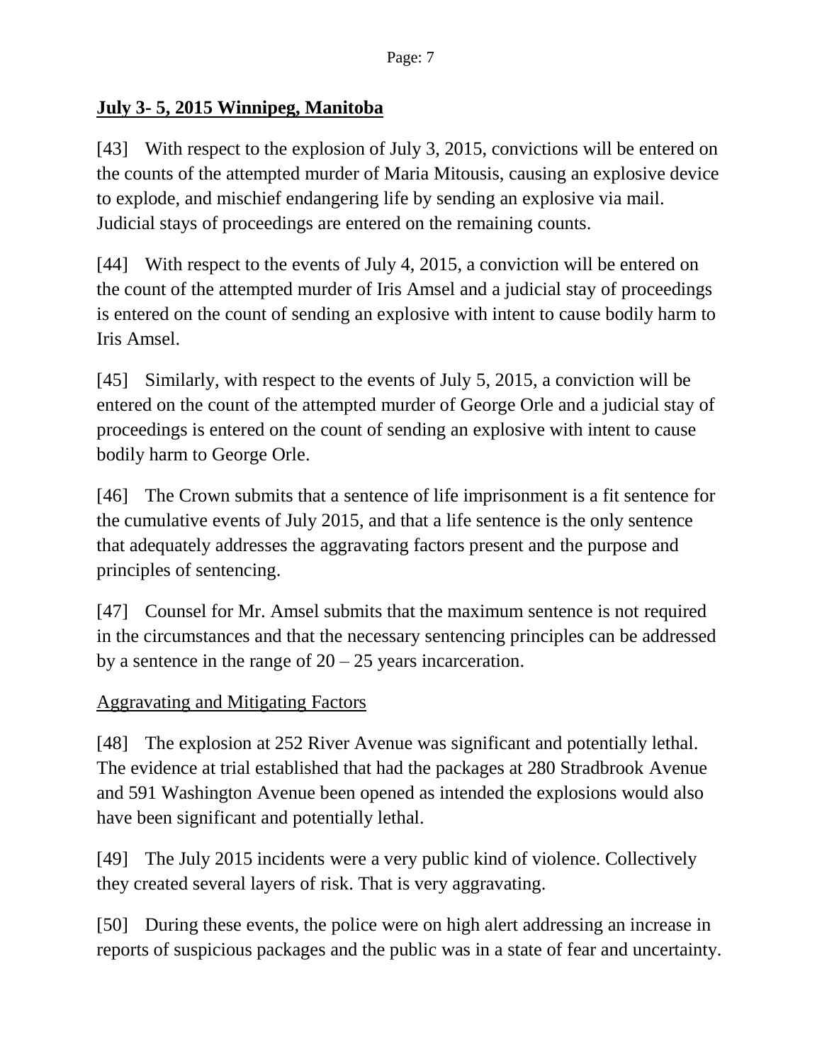## July 3- 5, 2015 Winnipeg, Manitoba

[43] With respect to the explosion of July 3, 2015, convictions will be entered on the counts of the attempted murder of Maria Mitousis, causing an explosive device to explode, and mischief endangering life by sending an explosive via mail. Judicial stays of proceedings are entered on the remaining counts.

[44] With respect to the events of July 4, 2015, a conviction will be entered on the count of the attempted murder of Iris Amsel and a judicial stay of proceedings is entered on the count of sending an explosive with intent to cause bodily harm to Iris Amsel.

[45] Similarly, with respect to the events of July 5, 2015, a conviction will be entered on the count of the attempted murder of George Orle and a judicial stay of proceedings is entered on the count of sending an explosive with intent to cause bodily harm to George Orle.

[46] The Crown submits that a sentence of life imprisonment is a fit sentence for the cumulative events of July 2015, and that a life sentence is the only sentence that adequately addresses the aggravating factors present and the purpose and principles of sentencing.

[47] Counsel for Mr. Amsel submits that the maximum sentence is not required in the circumstances and that the necessary sentencing principles can be addressed by a sentence in the range of 20 – 25 years incarceration.

### Aggravating and Mitigating Factors

[48] The explosion at 252 River Avenue was significant and potentially lethal. The evidence at trial established that had the packages at 280 Stradbrook Avenue and 591 Washington Avenue been opened as intended the explosions would also have been significant and potentially lethal.

[49] The July 2015 incidents were a very public kind of violence. Collectively they created several layers of risk. That is very aggravating.

[50] During these events, the police were on high alert addressing an increase in reports of suspicious packages and the public was in a state of fear and uncertainty.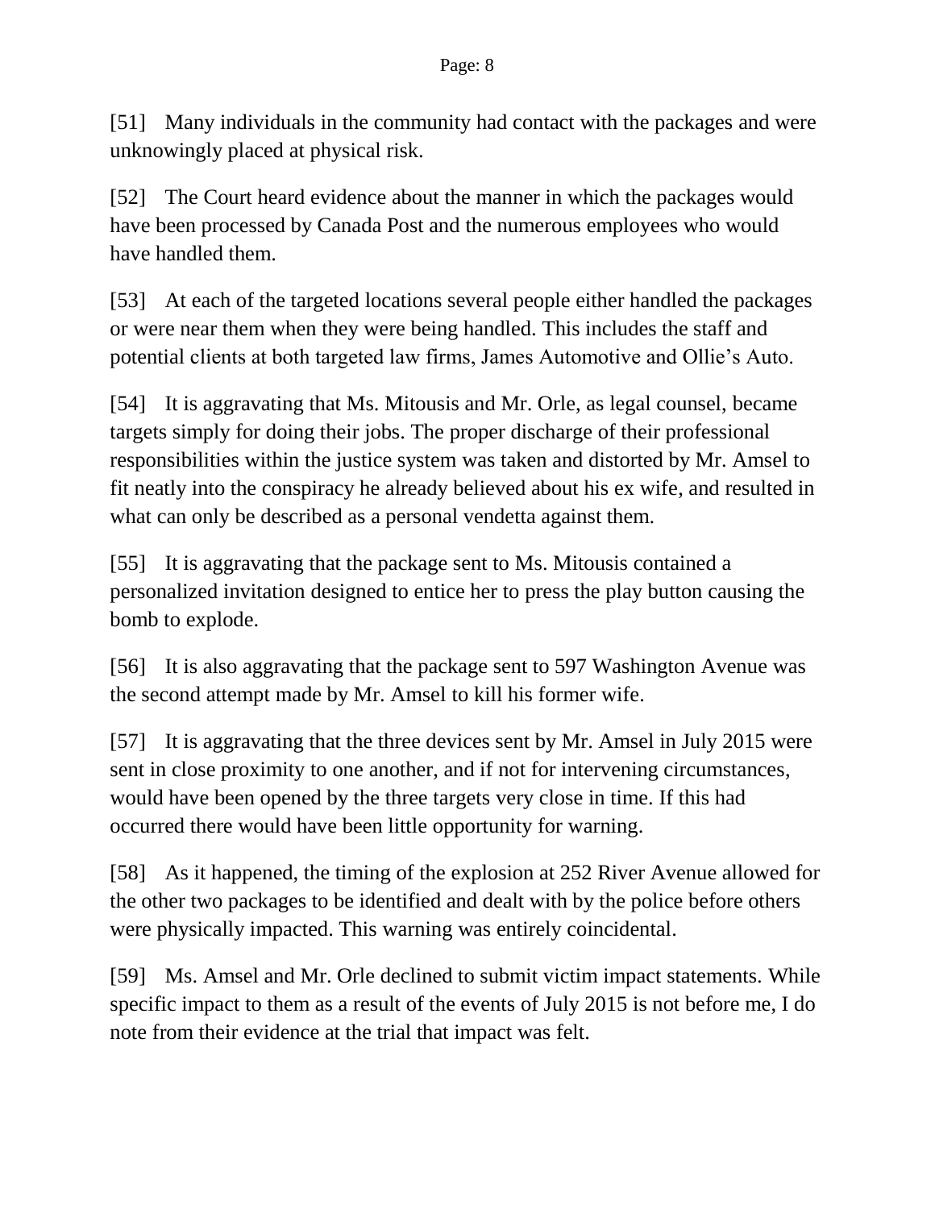[51] Many individuals in the community had contact with the packages and were unknowingly placed at physical risk.

[52] The Court heard evidence about the manner in which the packages would have been processed by Canada Post and the numerous employees who would have handled them.

[53] At each of the targeted locations several people either handled the packages or were near them when they were being handled. This includes the staff and potential clients at both targeted law firms, James Automotive and Ollie's Auto.

[54] It is aggravating that Ms. Mitousis and Mr. Orle, as legal counsel, became targets simply for doing their jobs. The proper discharge of their professional responsibilities within the justice system was taken and distorted by Mr. Amsel to fit neatly into the conspiracy he already believed about his ex wife, and resulted in what can only be described as a personal vendetta against them.

[55] It is aggravating that the package sent to Ms. Mitousis contained a personalized invitation designed to entice her to press the play button causing the bomb to explode.

[56] It is also aggravating that the package sent to 597 Washington Avenue was the second attempt made by Mr. Amsel to kill his former wife.

[57] It is aggravating that the three devices sent by Mr. Amsel in July 2015 were sent in close proximity to one another, and if not for intervening circumstances, would have been opened by the three targets very close in time. If this had occurred there would have been little opportunity for warning.

[58] As it happened, the timing of the explosion at 252 River Avenue allowed for the other two packages to be identified and dealt with by the police before others were physically impacted. This warning was entirely coincidental.

[59] Ms. Amsel and Mr. Orle declined to submit victim impact statements. While specific impact to them as a result of the events of July 2015 is not before me, I do note from their evidence at the trial that impact was felt.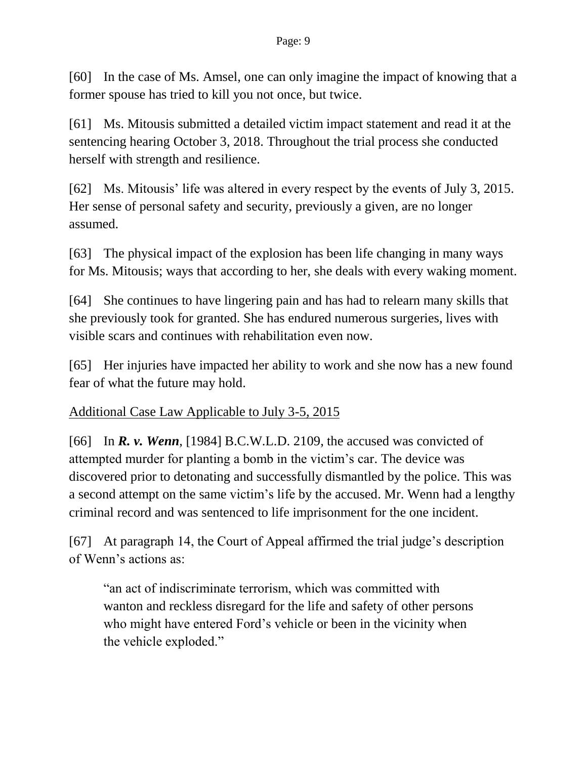[60] In the case of Ms. Amsel, one can only imagine the impact of knowing that a former spouse has tried to kill you not once, but twice.

[61] Ms. Mitousis submitted a detailed victim impact statement and read it at the sentencing hearing October 3, 2018. Throughout the trial process she conducted herself with strength and resilience.

[62] Ms. Mitousis' life was altered in every respect by the events of July 3, 2015. Her sense of personal safety and security, previously a given, are no longer assumed.

[63] The physical impact of the explosion has been life changing in many ways for Ms. Mitousis; ways that according to her, she deals with every waking moment.

[64] She continues to have lingering pain and has had to relearn many skills that she previously took for granted. She has endured numerous surgeries, lives with visible scars and continues with rehabilitation even now.

[65] Her injuries have impacted her ability to work and she now has a new found fear of what the future may hold.

Additional Case Law Applicable to July 3-5, 2015

[66] In ***R. v. Wenn***, [1984] B.C.W.L.D. 2109, the accused was convicted of attempted murder for planting a bomb in the victim's car. The device was discovered prior to detonating and successfully dismantled by the police. This was a second attempt on the same victim's life by the accused. Mr. Wenn had a lengthy criminal record and was sentenced to life imprisonment for the one incident.

[67] At paragraph 14, the Court of Appeal affirmed the trial judge's description of Wenn's actions as:

> "an act of indiscriminate terrorism, which was committed with wanton and reckless disregard for the life and safety of other persons who might have entered Ford's vehicle or been in the vicinity when the vehicle exploded."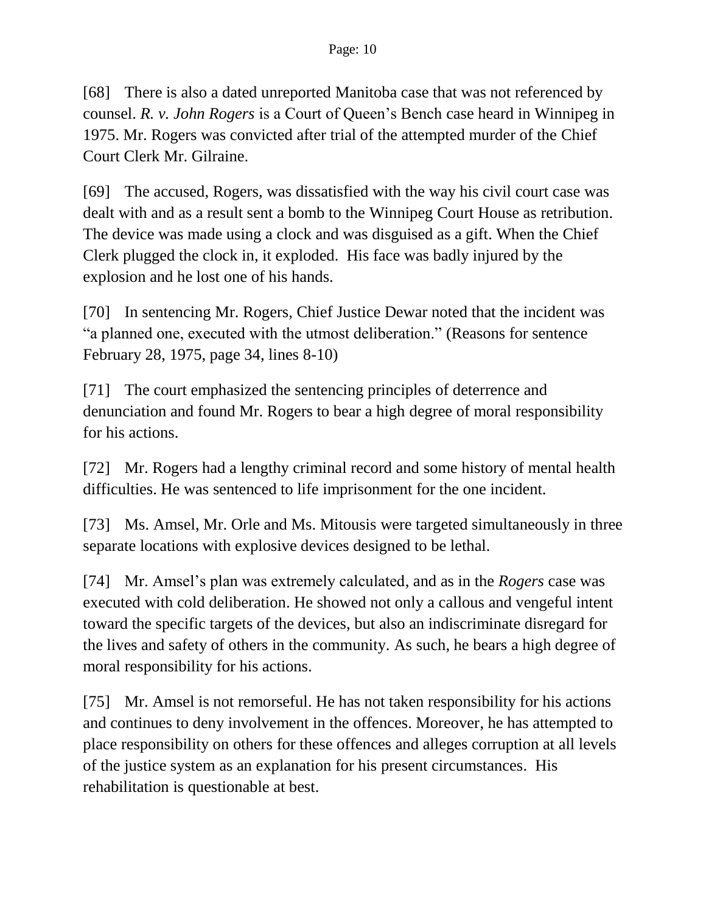[68] There is also a dated unreported Manitoba case that was not referenced by counsel. *R. v. John Rogers* is a Court of Queen's Bench case heard in Winnipeg in 1975. Mr. Rogers was convicted after trial of the attempted murder of the Chief Court Clerk Mr. Gilraine.

[69] The accused, Rogers, was dissatisfied with the way his civil court case was dealt with and as a result sent a bomb to the Winnipeg Court House as retribution. The device was made using a clock and was disguised as a gift. When the Chief Clerk plugged the clock in, it exploded. His face was badly injured by the explosion and he lost one of his hands.

[70] In sentencing Mr. Rogers, Chief Justice Dewar noted that the incident was "a planned one, executed with the utmost deliberation." (Reasons for sentence February 28, 1975, page 34, lines 8-10)

[71] The court emphasized the sentencing principles of deterrence and denunciation and found Mr. Rogers to bear a high degree of moral responsibility for his actions.

[72] Mr. Rogers had a lengthy criminal record and some history of mental health difficulties. He was sentenced to life imprisonment for the one incident.

[73] Ms. Amsel, Mr. Orle and Ms. Mitousis were targeted simultaneously in three separate locations with explosive devices designed to be lethal.

[74] Mr. Amsel's plan was extremely calculated, and as in the *Rogers* case was executed with cold deliberation. He showed not only a callous and vengeful intent toward the specific targets of the devices, but also an indiscriminate disregard for the lives and safety of others in the community. As such, he bears a high degree of moral responsibility for his actions.

[75] Mr. Amsel is not remorseful. He has not taken responsibility for his actions and continues to deny involvement in the offences. Moreover, he has attempted to place responsibility on others for these offences and alleges corruption at all levels of the justice system as an explanation for his present circumstances. His rehabilitation is questionable at best.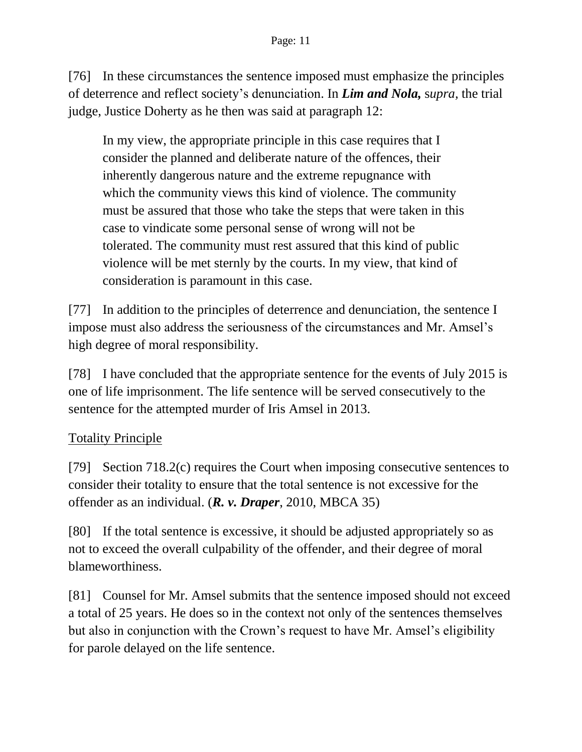[76] In these circumstances the sentence imposed must emphasize the principles of deterrence and reflect society's denunciation. In ***Lim and Nola,*** *supra*, the trial judge, Justice Doherty as he then was said at paragraph 12:

> In my view, the appropriate principle in this case requires that I consider the planned and deliberate nature of the offences, their inherently dangerous nature and the extreme repugnance with which the community views this kind of violence. The community must be assured that those who take the steps that were taken in this case to vindicate some personal sense of wrong will not be tolerated. The community must rest assured that this kind of public violence will be met sternly by the courts. In my view, that kind of consideration is paramount in this case.

[77] In addition to the principles of deterrence and denunciation, the sentence I impose must also address the seriousness of the circumstances and Mr. Amsel's high degree of moral responsibility.

[78] I have concluded that the appropriate sentence for the events of July 2015 is one of life imprisonment. The life sentence will be served consecutively to the sentence for the attempted murder of Iris Amsel in 2013.

<u>Totality Principle</u>

[79] Section 718.2(c) requires the Court when imposing consecutive sentences to consider their totality to ensure that the total sentence is not excessive for the offender as an individual. (***R. v. Draper***, 2010, MBCA 35)

[80] If the total sentence is excessive, it should be adjusted appropriately so as not to exceed the overall culpability of the offender, and their degree of moral blameworthiness.

[81] Counsel for Mr. Amsel submits that the sentence imposed should not exceed a total of 25 years. He does so in the context not only of the sentences themselves but also in conjunction with the Crown's request to have Mr. Amsel's eligibility for parole delayed on the life sentence.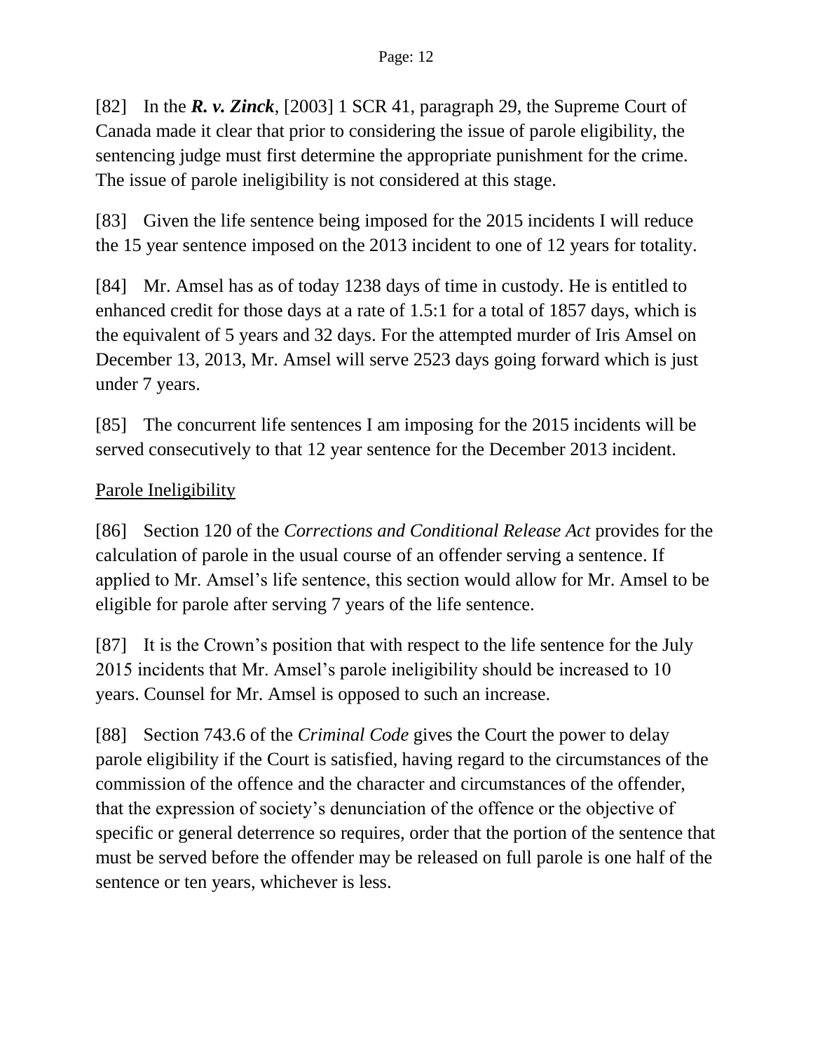[82] In the ***R. v. Zinck***, [2003] 1 SCR 41, paragraph 29, the Supreme Court of Canada made it clear that prior to considering the issue of parole eligibility, the sentencing judge must first determine the appropriate punishment for the crime. The issue of parole ineligibility is not considered at this stage.

[83] Given the life sentence being imposed for the 2015 incidents I will reduce the 15 year sentence imposed on the 2013 incident to one of 12 years for totality.

[84] Mr. Amsel has as of today 1238 days of time in custody. He is entitled to enhanced credit for those days at a rate of 1.5:1 for a total of 1857 days, which is the equivalent of 5 years and 32 days. For the attempted murder of Iris Amsel on December 13, 2013, Mr. Amsel will serve 2523 days going forward which is just under 7 years.

[85] The concurrent life sentences I am imposing for the 2015 incidents will be served consecutively to that 12 year sentence for the December 2013 incident.

<u>Parole Ineligibility</u>

[86] Section 120 of the *Corrections and Conditional Release Act* provides for the calculation of parole in the usual course of an offender serving a sentence. If applied to Mr. Amsel's life sentence, this section would allow for Mr. Amsel to be eligible for parole after serving 7 years of the life sentence.

[87] It is the Crown's position that with respect to the life sentence for the July 2015 incidents that Mr. Amsel's parole ineligibility should be increased to 10 years. Counsel for Mr. Amsel is opposed to such an increase.

[88] Section 743.6 of the *Criminal Code* gives the Court the power to delay parole eligibility if the Court is satisfied, having regard to the circumstances of the commission of the offence and the character and circumstances of the offender, that the expression of society's denunciation of the offence or the objective of specific or general deterrence so requires, order that the portion of the sentence that must be served before the offender may be released on full parole is one half of the sentence or ten years, whichever is less.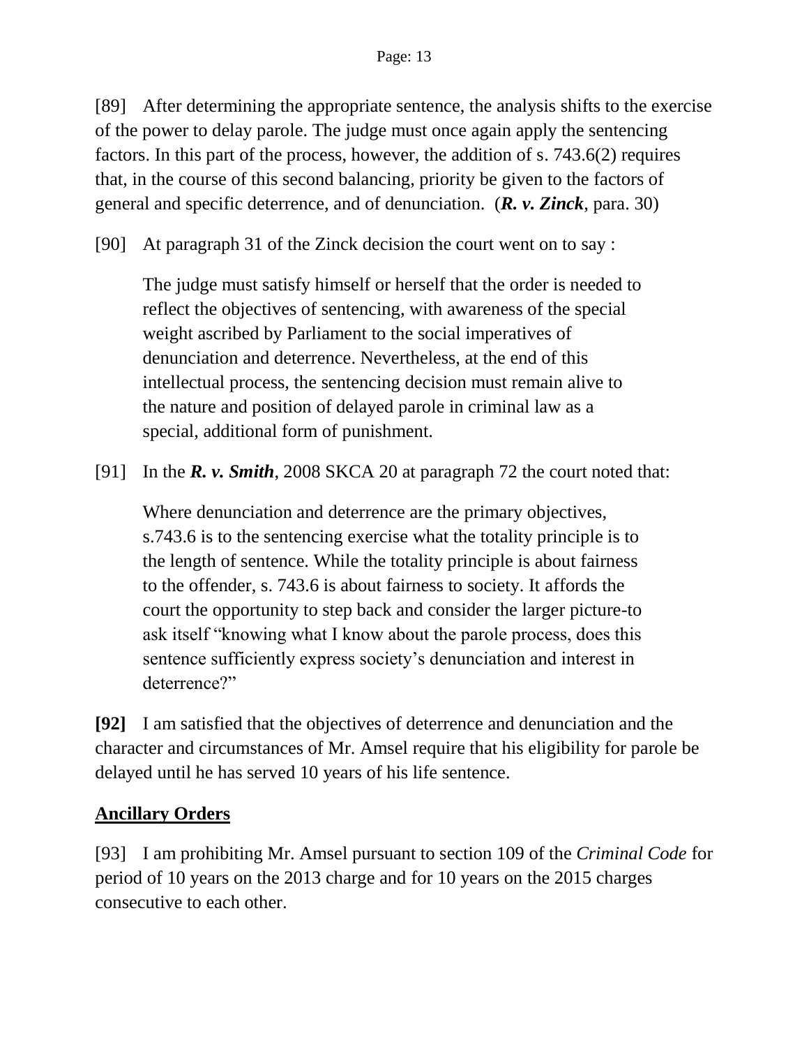[89] After determining the appropriate sentence, the analysis shifts to the exercise of the power to delay parole. The judge must once again apply the sentencing factors. In this part of the process, however, the addition of s. 743.6(2) requires that, in the course of this second balancing, priority be given to the factors of general and specific deterrence, and of denunciation. (***R. v. Zinck***, para. 30)

[90] At paragraph 31 of the Zinck decision the court went on to say :

> The judge must satisfy himself or herself that the order is needed to reflect the objectives of sentencing, with awareness of the special weight ascribed by Parliament to the social imperatives of denunciation and deterrence. Nevertheless, at the end of this intellectual process, the sentencing decision must remain alive to the nature and position of delayed parole in criminal law as a special, additional form of punishment.

[91] In the ***R. v. Smith***, 2008 SKCA 20 at paragraph 72 the court noted that:

> Where denunciation and deterrence are the primary objectives, s.743.6 is to the sentencing exercise what the totality principle is to the length of sentence. While the totality principle is about fairness to the offender, s. 743.6 is about fairness to society. It affords the court the opportunity to step back and consider the larger picture-to ask itself "knowing what I know about the parole process, does this sentence sufficiently express society's denunciation and interest in deterrence?"

**[92]** I am satisfied that the objectives of deterrence and denunciation and the character and circumstances of Mr. Amsel require that his eligibility for parole be delayed until he has served 10 years of his life sentence.

## Ancillary Orders

[93] I am prohibiting Mr. Amsel pursuant to section 109 of the *Criminal Code* for period of 10 years on the 2013 charge and for 10 years on the 2015 charges consecutive to each other.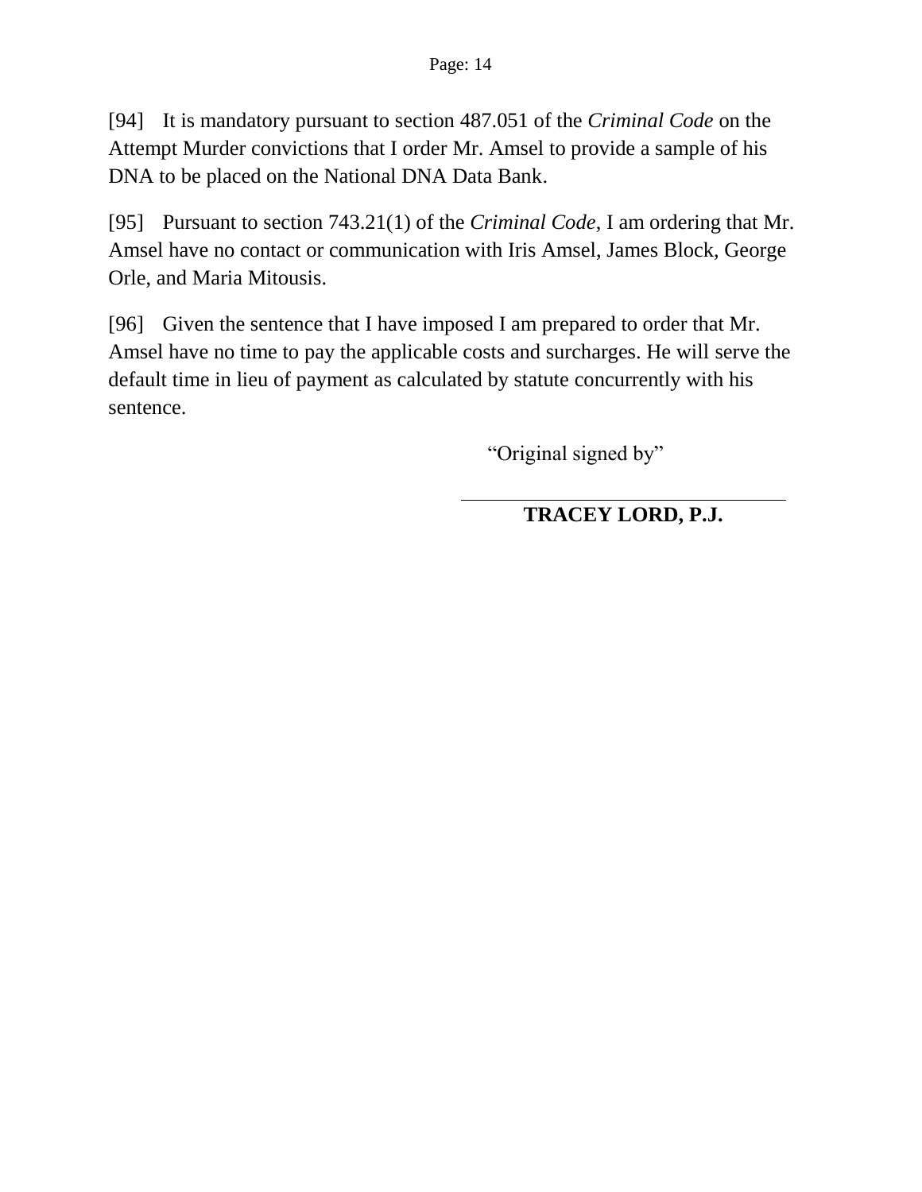[94] It is mandatory pursuant to section 487.051 of the *Criminal Code* on the Attempt Murder convictions that I order Mr. Amsel to provide a sample of his DNA to be placed on the National DNA Data Bank.

[95] Pursuant to section 743.21(1) of the *Criminal Code*, I am ordering that Mr. Amsel have no contact or communication with Iris Amsel, James Block, George Orle, and Maria Mitousis.

[96] Given the sentence that I have imposed I am prepared to order that Mr. Amsel have no time to pay the applicable costs and surcharges. He will serve the default time in lieu of payment as calculated by statute concurrently with his sentence.

"Original signed by"

\_\_\_\_\_\_\_\_\_\_\_\_\_\_\_\_\_\_\_\_\_\_\_\_\_\_\_\_\_\_

**TRACEY LORD, P.J.**